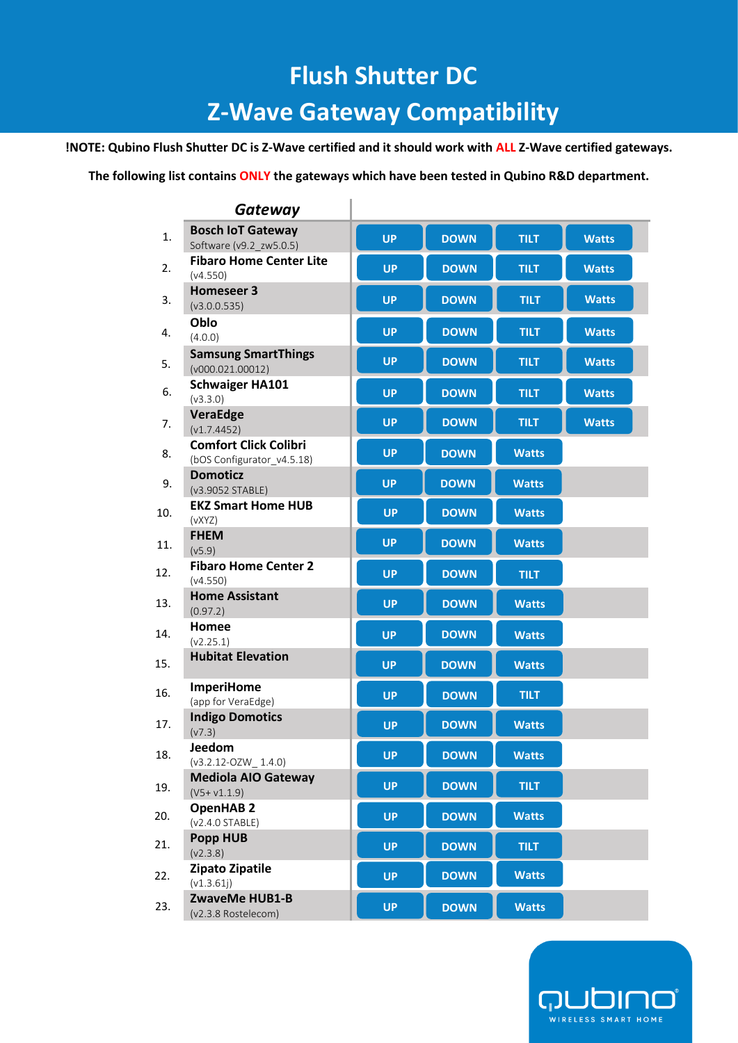# Flush Shutter DC

# Z-Wave Gateway Compatibility

**!NOTE: Qubino Flush Shutter DC is Z-Wave certified and it should work with ALL Z-Wave certified gateways.**

**The following list contains ONLY the gateways which have been tested in Qubino R&D department.**

| | *Gateway* | | | | |
|---|---|---|---|---|---|
| 1. | **Bosch IoT Gateway** Software (v9.2_zw5.0.5) | UP | DOWN | TILT | Watts |
| 2. | **Fibaro Home Center Lite** (v4.550) | UP | DOWN | TILT | Watts |
| 3. | **Homeseer 3** (v3.0.0.535) | UP | DOWN | TILT | Watts |
| 4. | **Oblo** (4.0.0) | UP | DOWN | TILT | Watts |
| 5. | **Samsung SmartThings** (v000.021.00012) | UP | DOWN | TILT | Watts |
| 6. | **Schwaiger HA101** (v3.3.0) | UP | DOWN | TILT | Watts |
| 7. | **VeraEdge** (v1.7.4452) | UP | DOWN | TILT | Watts |
| 8. | **Comfort Click Colibri** (bOS Configurator_v4.5.18) | UP | DOWN | Watts | |
| 9. | **Domoticz** (v3.9052 STABLE) | UP | DOWN | Watts | |
| 10. | **EKZ Smart Home HUB** (vXYZ) | UP | DOWN | Watts | |
| 11. | **FHEM** (v5.9) | UP | DOWN | Watts | |
| 12. | **Fibaro Home Center 2** (v4.550) | UP | DOWN | TILT | |
| 13. | **Home Assistant** (0.97.2) | UP | DOWN | Watts | |
| 14. | **Homee** (v2.25.1) | UP | DOWN | Watts | |
| 15. | **Hubitat Elevation** | UP | DOWN | Watts | |
| 16. | **ImperiHome** (app for VeraEdge) | UP | DOWN | TILT | |
| 17. | **Indigo Domotics** (v7.3) | UP | DOWN | Watts | |
| 18. | **Jeedom** (v3.2.12-OZW_ 1.4.0) | UP | DOWN | Watts | |
| 19. | **Mediola AIO Gateway** (V5+ v1.1.9) | UP | DOWN | TILT | |
| 20. | **OpenHAB 2** (v2.4.0 STABLE) | UP | DOWN | Watts | |
| 21. | **Popp HUB** (v2.3.8) | UP | DOWN | TILT | |
| 22. | **Zipato Zipatile** (v1.3.61j) | UP | DOWN | Watts | |
| 23. | **ZwaveMe HUB1-B** (v2.3.8 Rostelecom) | UP | DOWN | Watts | |

qubino WIRELESS SMART HOME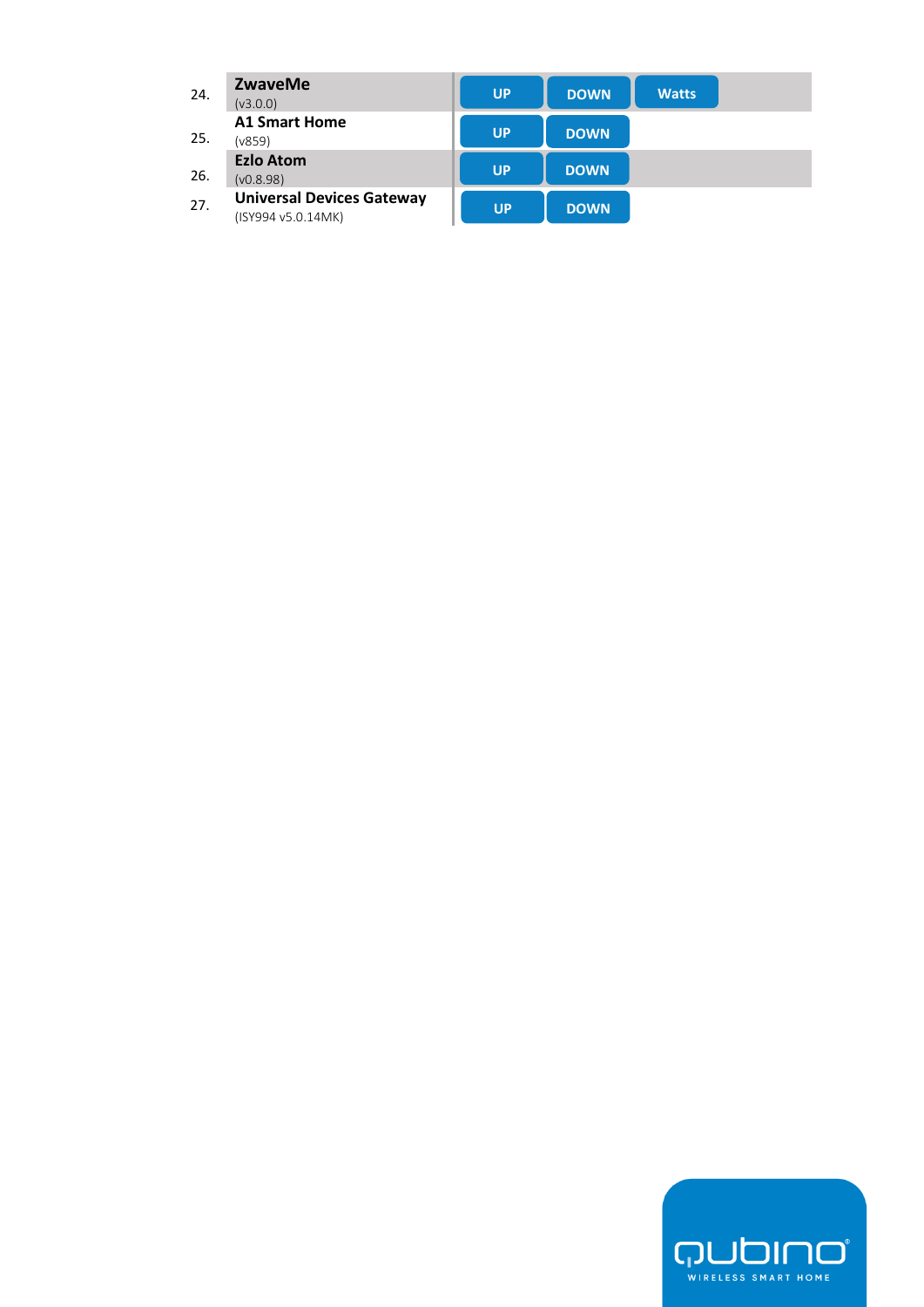| | | | | |
|---|---|---|---|---|
| 24. | **ZwaveMe** (v3.0.0) | UP | DOWN | Watts |
| 25. | **A1 Smart Home** (v859) | UP | DOWN | |
| 26. | **Ezlo Atom** (v0.8.98) | UP | DOWN | |
| 27. | **Universal Devices Gateway** (ISY994 v5.0.14MK) | UP | DOWN | |